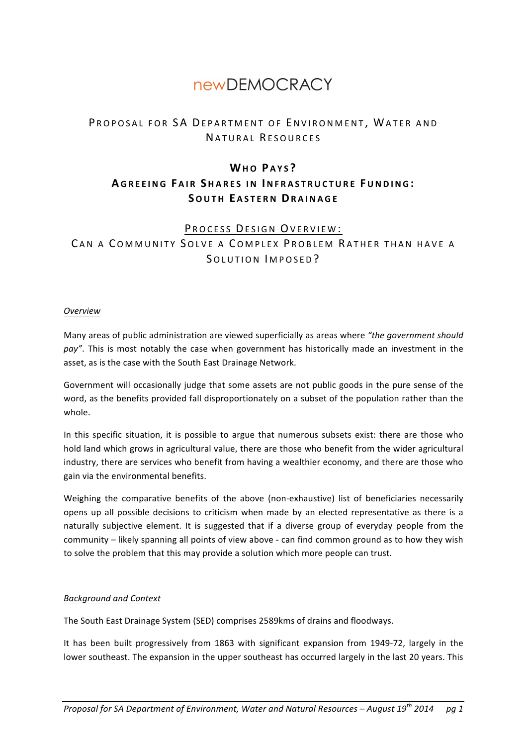# newDEMOCRACY

## Proposal for SA Department of Environment, Water and Natural Resources

## Who Pays?
## Agreeing Fair Shares in Infrastructure Funding: South Eastern Drainage

### Process Design Overview:
### Can a Community Solve a Complex Problem Rather than have a Solution Imposed?

*Overview*

Many areas of public administration are viewed superficially as areas where *"the government should pay"*. This is most notably the case when government has historically made an investment in the asset, as is the case with the South East Drainage Network.

Government will occasionally judge that some assets are not public goods in the pure sense of the word, as the benefits provided fall disproportionately on a subset of the population rather than the whole.

In this specific situation, it is possible to argue that numerous subsets exist: there are those who hold land which grows in agricultural value, there are those who benefit from the wider agricultural industry, there are services who benefit from having a wealthier economy, and there are those who gain via the environmental benefits.

Weighing the comparative benefits of the above (non-exhaustive) list of beneficiaries necessarily opens up all possible decisions to criticism when made by an elected representative as there is a naturally subjective element. It is suggested that if a diverse group of everyday people from the community – likely spanning all points of view above - can find common ground as to how they wish to solve the problem that this may provide a solution which more people can trust.

*Background and Context*

The South East Drainage System (SED) comprises 2589kms of drains and floodways.

It has been built progressively from 1863 with significant expansion from 1949-72, largely in the lower southeast. The expansion in the upper southeast has occurred largely in the last 20 years. This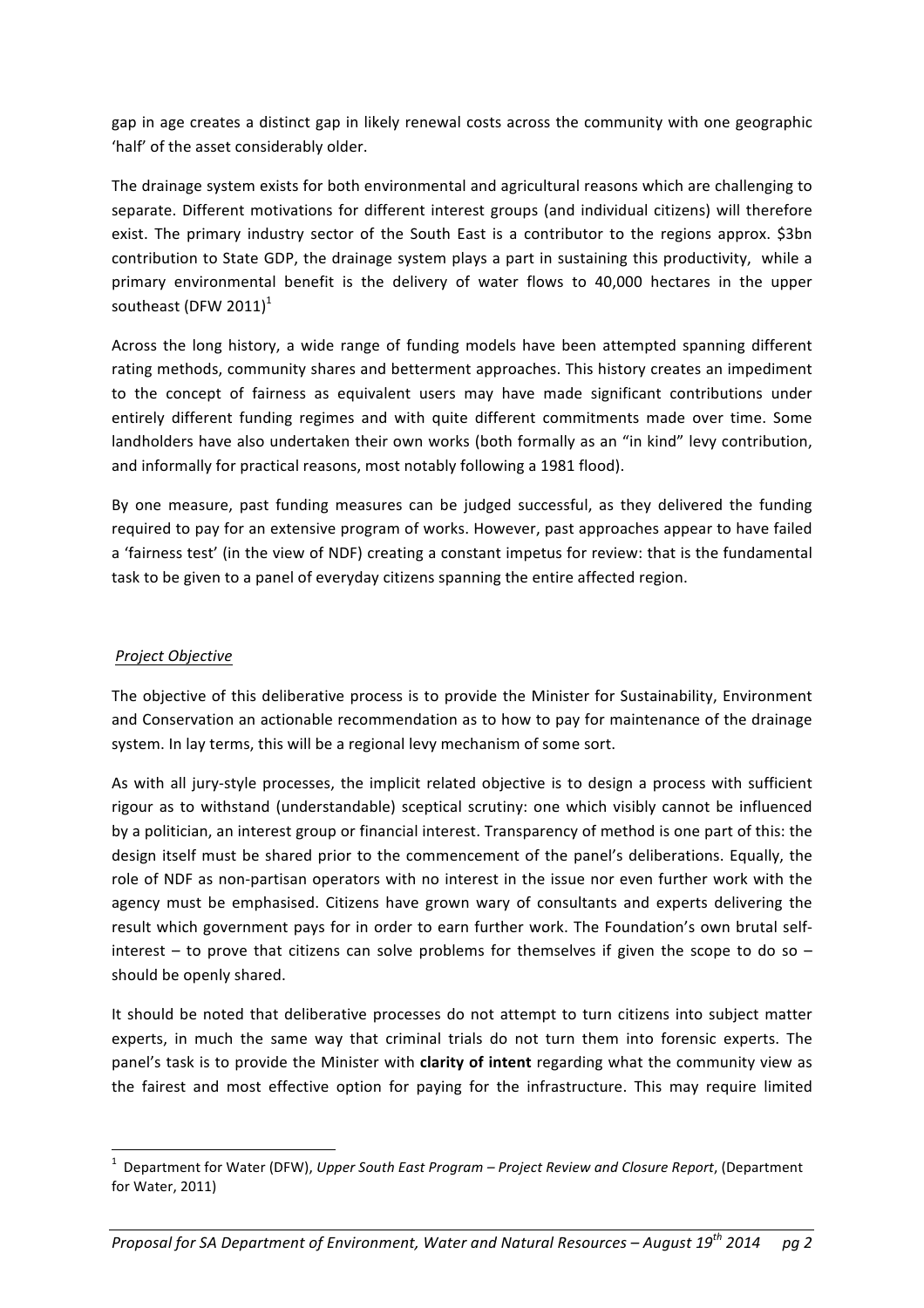gap in age creates a distinct gap in likely renewal costs across the community with one geographic 'half' of the asset considerably older.

The drainage system exists for both environmental and agricultural reasons which are challenging to separate. Different motivations for different interest groups (and individual citizens) will therefore exist. The primary industry sector of the South East is a contributor to the regions approx. $3bn contribution to State GDP, the drainage system plays a part in sustaining this productivity, while a primary environmental benefit is the delivery of water flows to 40,000 hectares in the upper southeast (DFW 2011)[1]

Across the long history, a wide range of funding models have been attempted spanning different rating methods, community shares and betterment approaches. This history creates an impediment to the concept of fairness as equivalent users may have made significant contributions under entirely different funding regimes and with quite different commitments made over time. Some landholders have also undertaken their own works (both formally as an "in kind" levy contribution, and informally for practical reasons, most notably following a 1981 flood).

By one measure, past funding measures can be judged successful, as they delivered the funding required to pay for an extensive program of works. However, past approaches appear to have failed a 'fairness test' (in the view of NDF) creating a constant impetus for review: that is the fundamental task to be given to a panel of everyday citizens spanning the entire affected region.

*Project Objective*

The objective of this deliberative process is to provide the Minister for Sustainability, Environment and Conservation an actionable recommendation as to how to pay for maintenance of the drainage system. In lay terms, this will be a regional levy mechanism of some sort.

As with all jury-style processes, the implicit related objective is to design a process with sufficient rigour as to withstand (understandable) sceptical scrutiny: one which visibly cannot be influenced by a politician, an interest group or financial interest. Transparency of method is one part of this: the design itself must be shared prior to the commencement of the panel's deliberations. Equally, the role of NDF as non-partisan operators with no interest in the issue nor even further work with the agency must be emphasised. Citizens have grown wary of consultants and experts delivering the result which government pays for in order to earn further work. The Foundation's own brutal self-interest – to prove that citizens can solve problems for themselves if given the scope to do so – should be openly shared.

It should be noted that deliberative processes do not attempt to turn citizens into subject matter experts, in much the same way that criminal trials do not turn them into forensic experts. The panel's task is to provide the Minister with **clarity of intent** regarding what the community view as the fairest and most effective option for paying for the infrastructure. This may require limited

[1] Department for Water (DFW), *Upper South East Program – Project Review and Closure Report*, (Department for Water, 2011)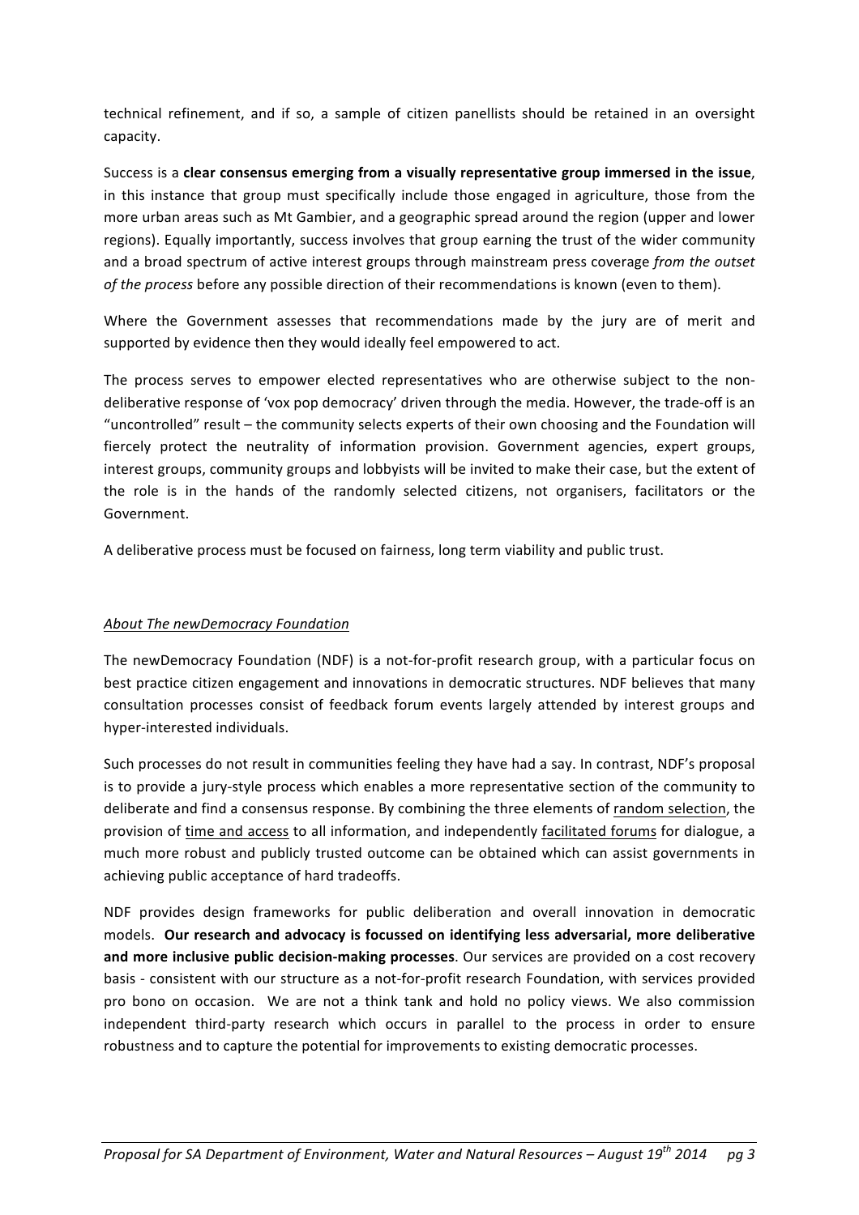technical refinement, and if so, a sample of citizen panellists should be retained in an oversight capacity.

Success is a **clear consensus emerging from a visually representative group immersed in the issue**, in this instance that group must specifically include those engaged in agriculture, those from the more urban areas such as Mt Gambier, and a geographic spread around the region (upper and lower regions). Equally importantly, success involves that group earning the trust of the wider community and a broad spectrum of active interest groups through mainstream press coverage *from the outset of the process* before any possible direction of their recommendations is known (even to them).

Where the Government assesses that recommendations made by the jury are of merit and supported by evidence then they would ideally feel empowered to act.

The process serves to empower elected representatives who are otherwise subject to the non-deliberative response of 'vox pop democracy' driven through the media. However, the trade-off is an "uncontrolled" result – the community selects experts of their own choosing and the Foundation will fiercely protect the neutrality of information provision. Government agencies, expert groups, interest groups, community groups and lobbyists will be invited to make their case, but the extent of the role is in the hands of the randomly selected citizens, not organisers, facilitators or the Government.

A deliberative process must be focused on fairness, long term viability and public trust.

## *About The newDemocracy Foundation*

The newDemocracy Foundation (NDF) is a not-for-profit research group, with a particular focus on best practice citizen engagement and innovations in democratic structures. NDF believes that many consultation processes consist of feedback forum events largely attended by interest groups and hyper-interested individuals.

Such processes do not result in communities feeling they have had a say. In contrast, NDF's proposal is to provide a jury-style process which enables a more representative section of the community to deliberate and find a consensus response. By combining the three elements of random selection, the provision of time and access to all information, and independently facilitated forums for dialogue, a much more robust and publicly trusted outcome can be obtained which can assist governments in achieving public acceptance of hard tradeoffs.

NDF provides design frameworks for public deliberation and overall innovation in democratic models. **Our research and advocacy is focussed on identifying less adversarial, more deliberative and more inclusive public decision-making processes**. Our services are provided on a cost recovery basis - consistent with our structure as a not-for-profit research Foundation, with services provided pro bono on occasion. We are not a think tank and hold no policy views. We also commission independent third-party research which occurs in parallel to the process in order to ensure robustness and to capture the potential for improvements to existing democratic processes.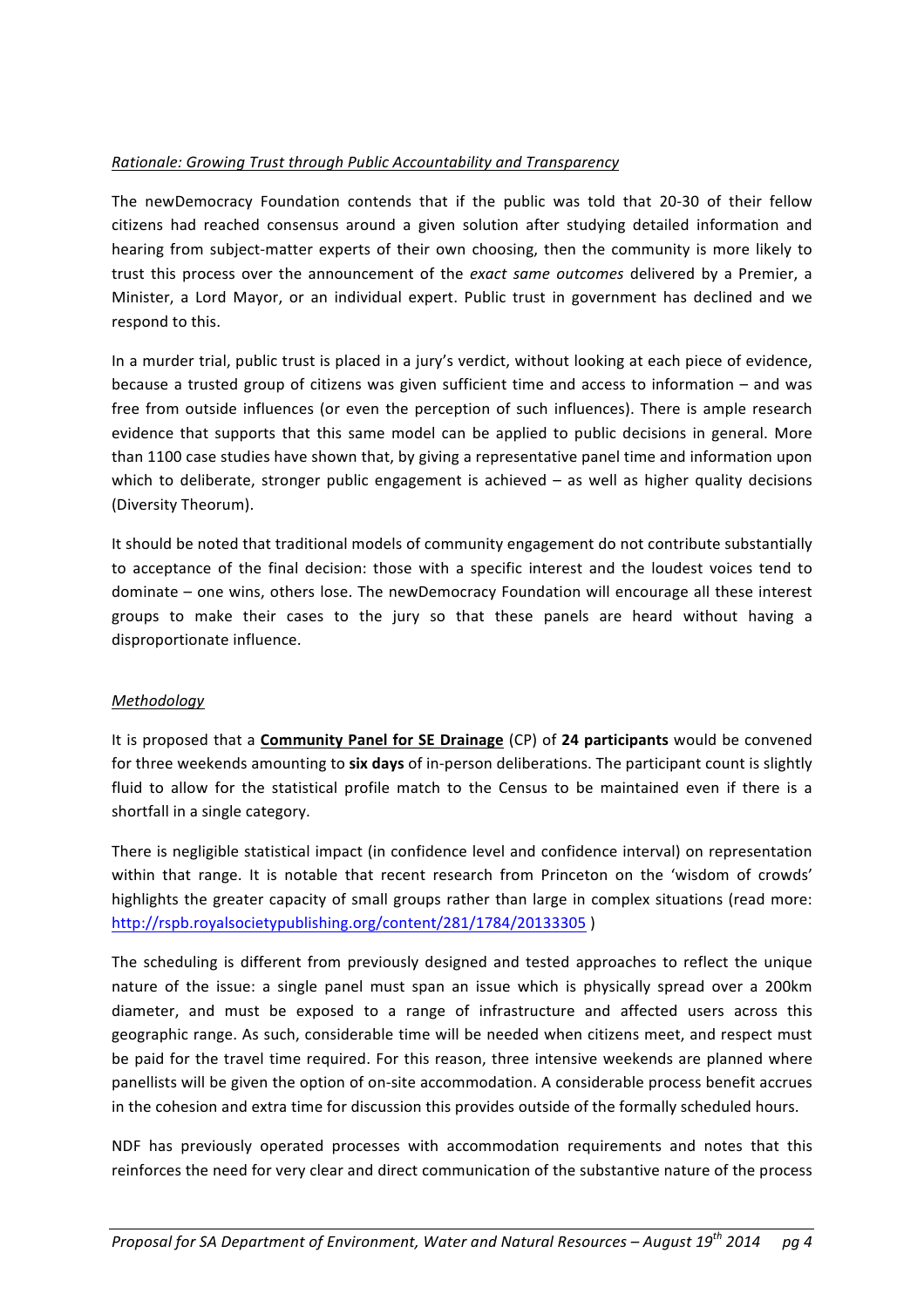*Rationale: Growing Trust through Public Accountability and Transparency*

The newDemocracy Foundation contends that if the public was told that 20-30 of their fellow citizens had reached consensus around a given solution after studying detailed information and hearing from subject-matter experts of their own choosing, then the community is more likely to trust this process over the announcement of the *exact same outcomes* delivered by a Premier, a Minister, a Lord Mayor, or an individual expert. Public trust in government has declined and we respond to this.

In a murder trial, public trust is placed in a jury's verdict, without looking at each piece of evidence, because a trusted group of citizens was given sufficient time and access to information – and was free from outside influences (or even the perception of such influences). There is ample research evidence that supports that this same model can be applied to public decisions in general. More than 1100 case studies have shown that, by giving a representative panel time and information upon which to deliberate, stronger public engagement is achieved – as well as higher quality decisions (Diversity Theorum).

It should be noted that traditional models of community engagement do not contribute substantially to acceptance of the final decision: those with a specific interest and the loudest voices tend to dominate – one wins, others lose. The newDemocracy Foundation will encourage all these interest groups to make their cases to the jury so that these panels are heard without having a disproportionate influence.

*Methodology*

It is proposed that a **Community Panel for SE Drainage** (CP) of **24 participants** would be convened for three weekends amounting to **six days** of in-person deliberations. The participant count is slightly fluid to allow for the statistical profile match to the Census to be maintained even if there is a shortfall in a single category.

There is negligible statistical impact (in confidence level and confidence interval) on representation within that range. It is notable that recent research from Princeton on the 'wisdom of crowds' highlights the greater capacity of small groups rather than large in complex situations (read more: http://rspb.royalsocietypublishing.org/content/281/1784/20133305 )

The scheduling is different from previously designed and tested approaches to reflect the unique nature of the issue: a single panel must span an issue which is physically spread over a 200km diameter, and must be exposed to a range of infrastructure and affected users across this geographic range. As such, considerable time will be needed when citizens meet, and respect must be paid for the travel time required. For this reason, three intensive weekends are planned where panellists will be given the option of on-site accommodation. A considerable process benefit accrues in the cohesion and extra time for discussion this provides outside of the formally scheduled hours.

NDF has previously operated processes with accommodation requirements and notes that this reinforces the need for very clear and direct communication of the substantive nature of the process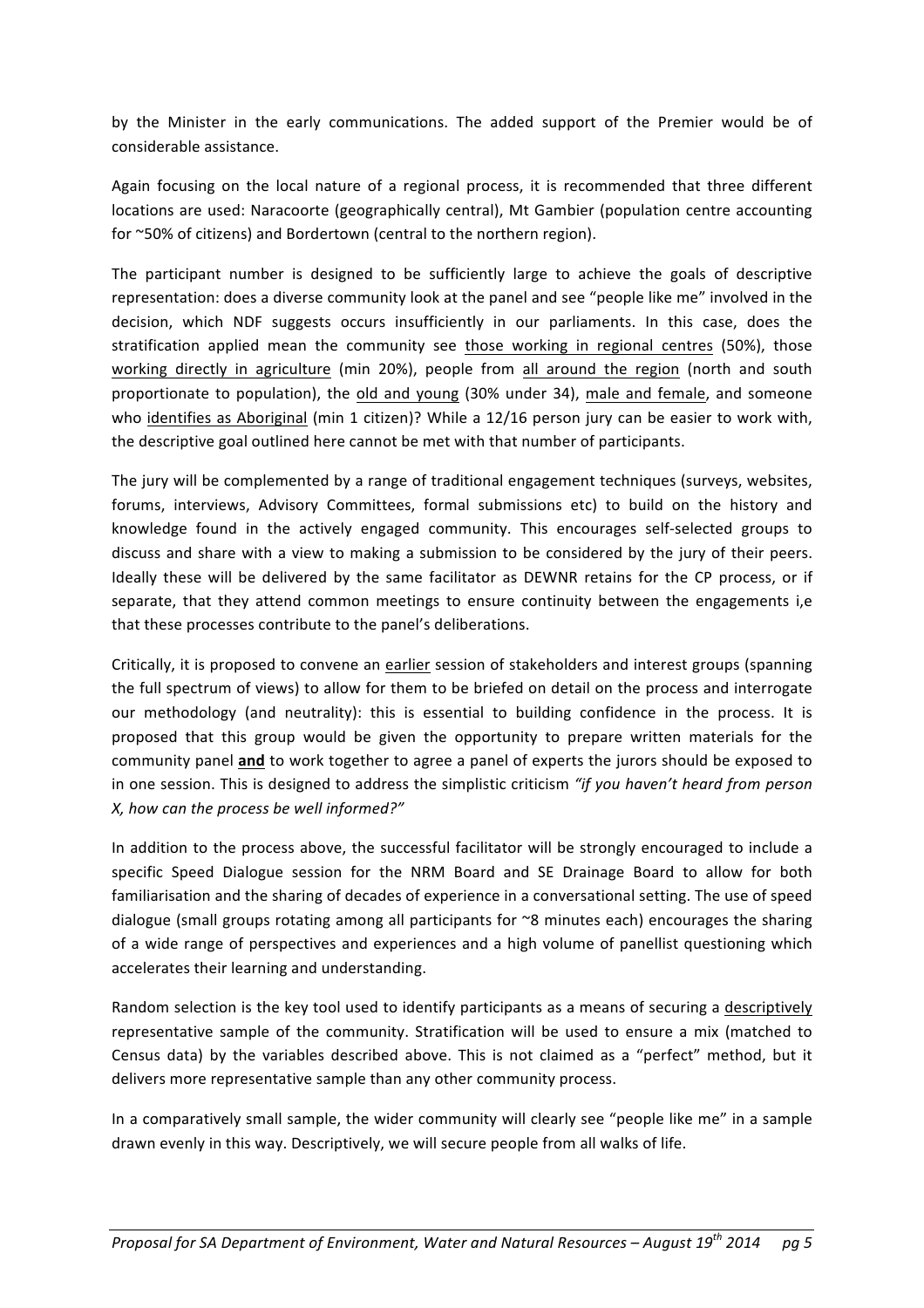by the Minister in the early communications. The added support of the Premier would be of considerable assistance.

Again focusing on the local nature of a regional process, it is recommended that three different locations are used: Naracoorte (geographically central), Mt Gambier (population centre accounting for ~50% of citizens) and Bordertown (central to the northern region).

The participant number is designed to be sufficiently large to achieve the goals of descriptive representation: does a diverse community look at the panel and see "people like me" involved in the decision, which NDF suggests occurs insufficiently in our parliaments. In this case, does the stratification applied mean the community see <u>those working in regional centres</u> (50%), those <u>working directly in agriculture</u> (min 20%), people from <u>all around the region</u> (north and south proportionate to population), the <u>old and young</u> (30% under 34), <u>male and female</u>, and someone who <u>identifies as Aboriginal</u> (min 1 citizen)? While a 12/16 person jury can be easier to work with, the descriptive goal outlined here cannot be met with that number of participants.

The jury will be complemented by a range of traditional engagement techniques (surveys, websites, forums, interviews, Advisory Committees, formal submissions etc) to build on the history and knowledge found in the actively engaged community. This encourages self-selected groups to discuss and share with a view to making a submission to be considered by the jury of their peers. Ideally these will be delivered by the same facilitator as DEWNR retains for the CP process, or if separate, that they attend common meetings to ensure continuity between the engagements i,e that these processes contribute to the panel's deliberations.

Critically, it is proposed to convene an <u>earlier</u> session of stakeholders and interest groups (spanning the full spectrum of views) to allow for them to be briefed on detail on the process and interrogate our methodology (and neutrality): this is essential to building confidence in the process. It is proposed that this group would be given the opportunity to prepare written materials for the community panel **<u>and</u>** to work together to agree a panel of experts the jurors should be exposed to in one session. This is designed to address the simplistic criticism *"if you haven't heard from person X, how can the process be well informed?"*

In addition to the process above, the successful facilitator will be strongly encouraged to include a specific Speed Dialogue session for the NRM Board and SE Drainage Board to allow for both familiarisation and the sharing of decades of experience in a conversational setting. The use of speed dialogue (small groups rotating among all participants for ~8 minutes each) encourages the sharing of a wide range of perspectives and experiences and a high volume of panellist questioning which accelerates their learning and understanding.

Random selection is the key tool used to identify participants as a means of securing a <u>descriptively</u> representative sample of the community. Stratification will be used to ensure a mix (matched to Census data) by the variables described above. This is not claimed as a "perfect" method, but it delivers more representative sample than any other community process.

In a comparatively small sample, the wider community will clearly see "people like me" in a sample drawn evenly in this way. Descriptively, we will secure people from all walks of life.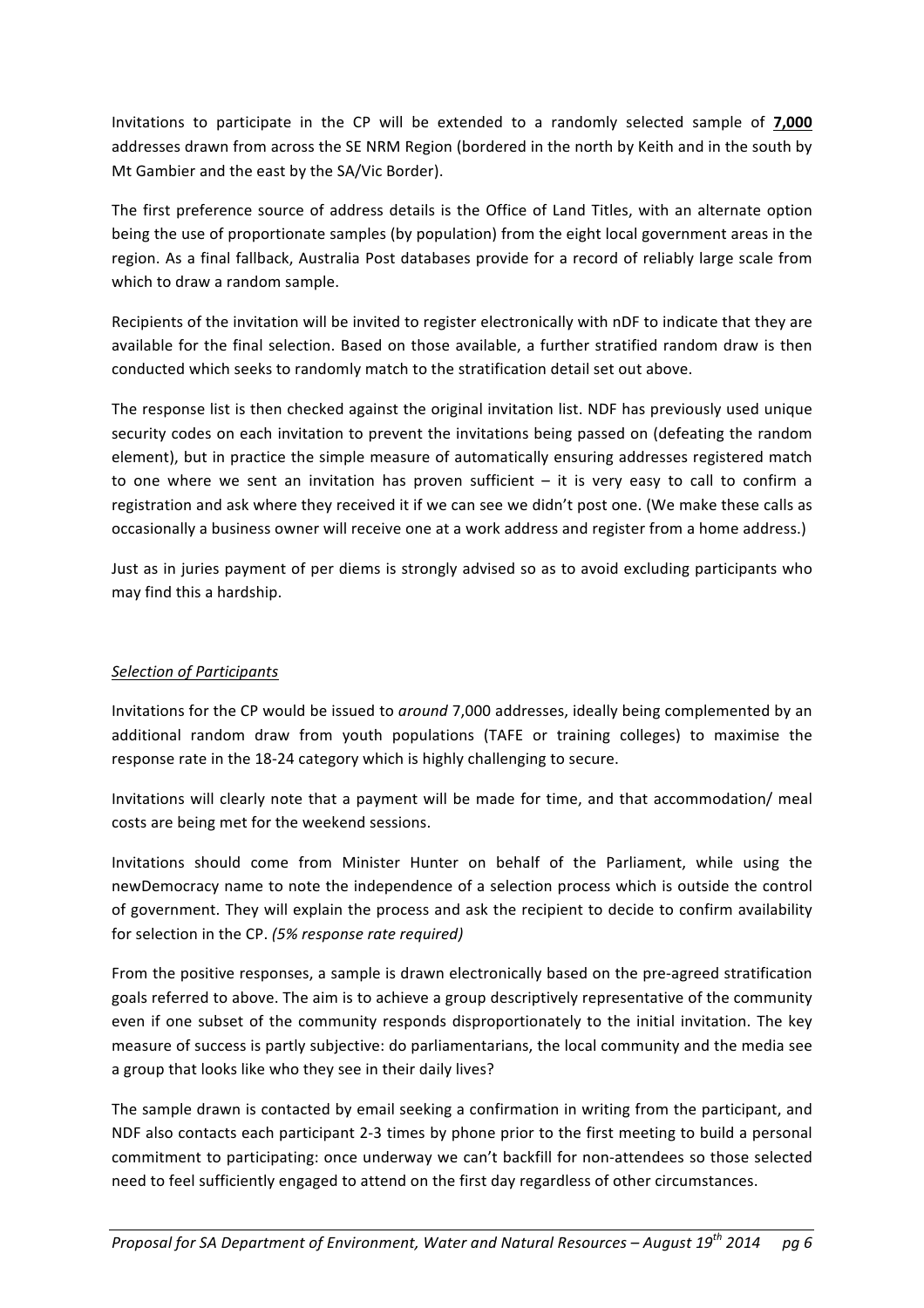Invitations to participate in the CP will be extended to a randomly selected sample of **7,000** addresses drawn from across the SE NRM Region (bordered in the north by Keith and in the south by Mt Gambier and the east by the SA/Vic Border).

The first preference source of address details is the Office of Land Titles, with an alternate option being the use of proportionate samples (by population) from the eight local government areas in the region. As a final fallback, Australia Post databases provide for a record of reliably large scale from which to draw a random sample.

Recipients of the invitation will be invited to register electronically with nDF to indicate that they are available for the final selection. Based on those available, a further stratified random draw is then conducted which seeks to randomly match to the stratification detail set out above.

The response list is then checked against the original invitation list. NDF has previously used unique security codes on each invitation to prevent the invitations being passed on (defeating the random element), but in practice the simple measure of automatically ensuring addresses registered match to one where we sent an invitation has proven sufficient – it is very easy to call to confirm a registration and ask where they received it if we can see we didn't post one. (We make these calls as occasionally a business owner will receive one at a work address and register from a home address.)

Just as in juries payment of per diems is strongly advised so as to avoid excluding participants who may find this a hardship.

### *Selection of Participants*

Invitations for the CP would be issued to *around* 7,000 addresses, ideally being complemented by an additional random draw from youth populations (TAFE or training colleges) to maximise the response rate in the 18-24 category which is highly challenging to secure.

Invitations will clearly note that a payment will be made for time, and that accommodation/ meal costs are being met for the weekend sessions.

Invitations should come from Minister Hunter on behalf of the Parliament, while using the newDemocracy name to note the independence of a selection process which is outside the control of government. They will explain the process and ask the recipient to decide to confirm availability for selection in the CP. *(5% response rate required)*

From the positive responses, a sample is drawn electronically based on the pre-agreed stratification goals referred to above. The aim is to achieve a group descriptively representative of the community even if one subset of the community responds disproportionately to the initial invitation. The key measure of success is partly subjective: do parliamentarians, the local community and the media see a group that looks like who they see in their daily lives?

The sample drawn is contacted by email seeking a confirmation in writing from the participant, and NDF also contacts each participant 2-3 times by phone prior to the first meeting to build a personal commitment to participating: once underway we can't backfill for non-attendees so those selected need to feel sufficiently engaged to attend on the first day regardless of other circumstances.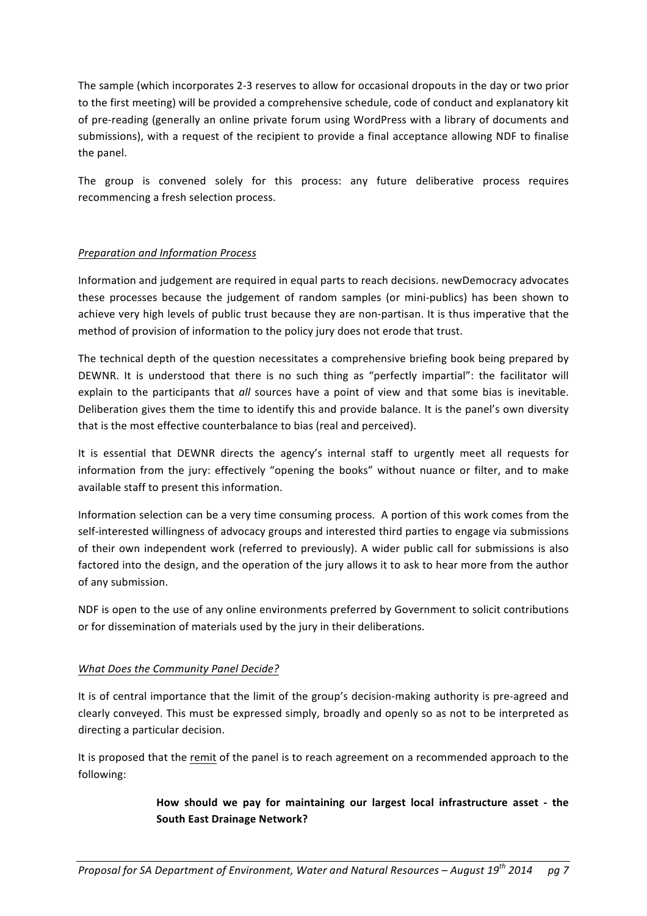The sample (which incorporates 2-3 reserves to allow for occasional dropouts in the day or two prior to the first meeting) will be provided a comprehensive schedule, code of conduct and explanatory kit of pre-reading (generally an online private forum using WordPress with a library of documents and submissions), with a request of the recipient to provide a final acceptance allowing NDF to finalise the panel.

The group is convened solely for this process: any future deliberative process requires recommencing a fresh selection process.

*Preparation and Information Process*

Information and judgement are required in equal parts to reach decisions. newDemocracy advocates these processes because the judgement of random samples (or mini-publics) has been shown to achieve very high levels of public trust because they are non-partisan. It is thus imperative that the method of provision of information to the policy jury does not erode that trust.

The technical depth of the question necessitates a comprehensive briefing book being prepared by DEWNR. It is understood that there is no such thing as "perfectly impartial": the facilitator will explain to the participants that *all* sources have a point of view and that some bias is inevitable. Deliberation gives them the time to identify this and provide balance. It is the panel's own diversity that is the most effective counterbalance to bias (real and perceived).

It is essential that DEWNR directs the agency's internal staff to urgently meet all requests for information from the jury: effectively "opening the books" without nuance or filter, and to make available staff to present this information.

Information selection can be a very time consuming process. A portion of this work comes from the self-interested willingness of advocacy groups and interested third parties to engage via submissions of their own independent work (referred to previously). A wider public call for submissions is also factored into the design, and the operation of the jury allows it to ask to hear more from the author of any submission.

NDF is open to the use of any online environments preferred by Government to solicit contributions or for dissemination of materials used by the jury in their deliberations.

*What Does the Community Panel Decide?*

It is of central importance that the limit of the group's decision-making authority is pre-agreed and clearly conveyed. This must be expressed simply, broadly and openly so as not to be interpreted as directing a particular decision.

It is proposed that the remit of the panel is to reach agreement on a recommended approach to the following:

> **How should we pay for maintaining our largest local infrastructure asset - the South East Drainage Network?**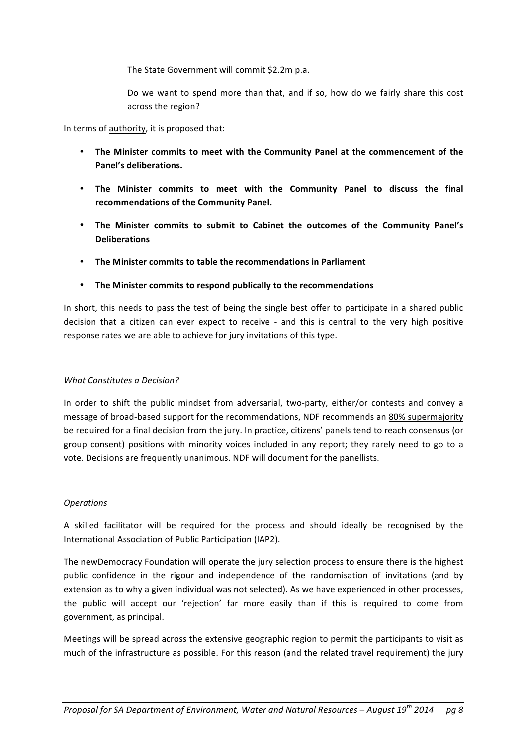The State Government will commit $2.2m p.a.

Do we want to spend more than that, and if so, how do we fairly share this cost across the region?

In terms of authority, it is proposed that:

- **The Minister commits to meet with the Community Panel at the commencement of the Panel's deliberations.**
- **The Minister commits to meet with the Community Panel to discuss the final recommendations of the Community Panel.**
- **The Minister commits to submit to Cabinet the outcomes of the Community Panel's Deliberations**
- **The Minister commits to table the recommendations in Parliament**
- **The Minister commits to respond publically to the recommendations**

In short, this needs to pass the test of being the single best offer to participate in a shared public decision that a citizen can ever expect to receive - and this is central to the very high positive response rates we are able to achieve for jury invitations of this type.

*What Constitutes a Decision?*

In order to shift the public mindset from adversarial, two-party, either/or contests and convey a message of broad-based support for the recommendations, NDF recommends an 80% supermajority be required for a final decision from the jury. In practice, citizens' panels tend to reach consensus (or group consent) positions with minority voices included in any report; they rarely need to go to a vote. Decisions are frequently unanimous. NDF will document for the panellists.

*Operations*

A skilled facilitator will be required for the process and should ideally be recognised by the International Association of Public Participation (IAP2).

The newDemocracy Foundation will operate the jury selection process to ensure there is the highest public confidence in the rigour and independence of the randomisation of invitations (and by extension as to why a given individual was not selected). As we have experienced in other processes, the public will accept our 'rejection' far more easily than if this is required to come from government, as principal.

Meetings will be spread across the extensive geographic region to permit the participants to visit as much of the infrastructure as possible. For this reason (and the related travel requirement) the jury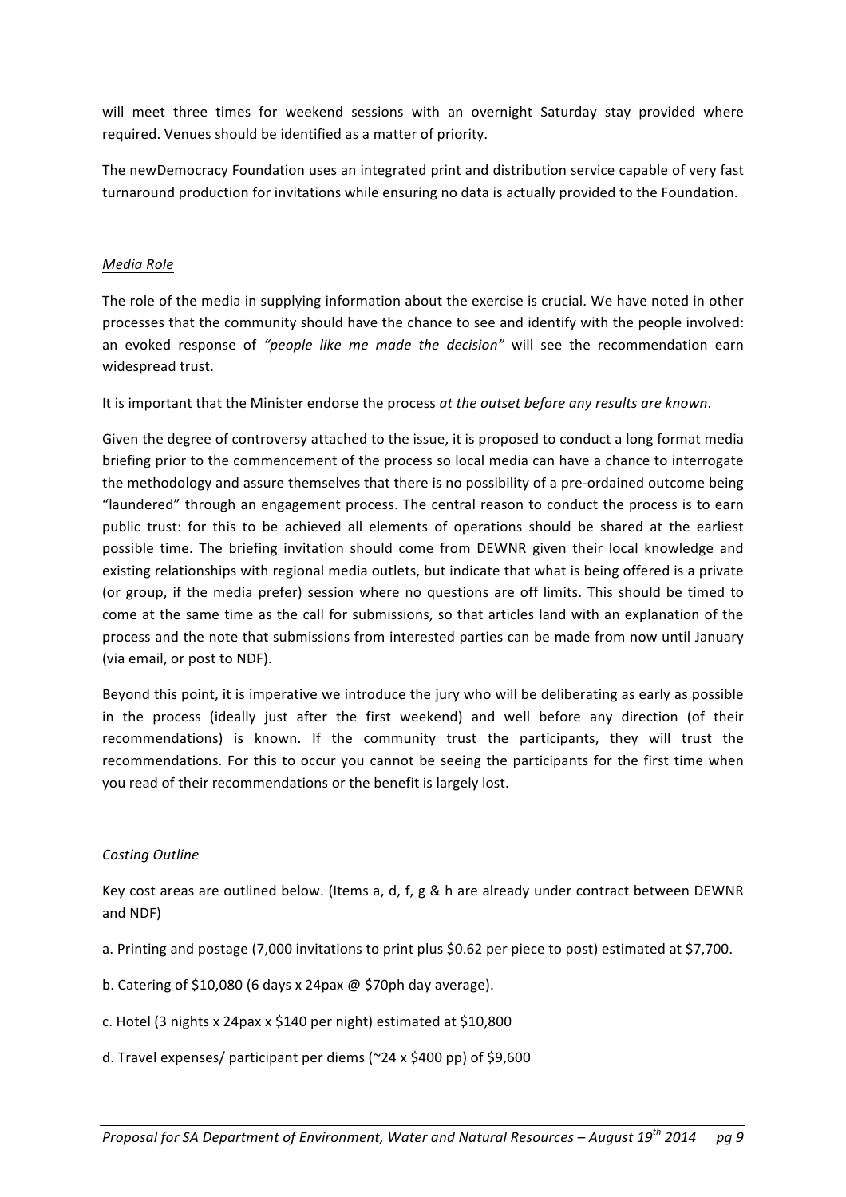will meet three times for weekend sessions with an overnight Saturday stay provided where required. Venues should be identified as a matter of priority.

The newDemocracy Foundation uses an integrated print and distribution service capable of very fast turnaround production for invitations while ensuring no data is actually provided to the Foundation.

*Media Role*

The role of the media in supplying information about the exercise is crucial. We have noted in other processes that the community should have the chance to see and identify with the people involved: an evoked response of *"people like me made the decision"* will see the recommendation earn widespread trust.

It is important that the Minister endorse the process *at the outset before any results are known*.

Given the degree of controversy attached to the issue, it is proposed to conduct a long format media briefing prior to the commencement of the process so local media can have a chance to interrogate the methodology and assure themselves that there is no possibility of a pre-ordained outcome being "laundered" through an engagement process. The central reason to conduct the process is to earn public trust: for this to be achieved all elements of operations should be shared at the earliest possible time. The briefing invitation should come from DEWNR given their local knowledge and existing relationships with regional media outlets, but indicate that what is being offered is a private (or group, if the media prefer) session where no questions are off limits. This should be timed to come at the same time as the call for submissions, so that articles land with an explanation of the process and the note that submissions from interested parties can be made from now until January (via email, or post to NDF).

Beyond this point, it is imperative we introduce the jury who will be deliberating as early as possible in the process (ideally just after the first weekend) and well before any direction (of their recommendations) is known. If the community trust the participants, they will trust the recommendations. For this to occur you cannot be seeing the participants for the first time when you read of their recommendations or the benefit is largely lost.

*Costing Outline*

Key cost areas are outlined below. (Items a, d, f, g & h are already under contract between DEWNR and NDF)

a. Printing and postage (7,000 invitations to print plus $0.62 per piece to post) estimated at $7,700.

b. Catering of $10,080 (6 days x 24pax @ $70ph day average).

c. Hotel (3 nights x 24pax x $140 per night) estimated at $10,800

d. Travel expenses/ participant per diems (~24 x $400 pp) of $9,600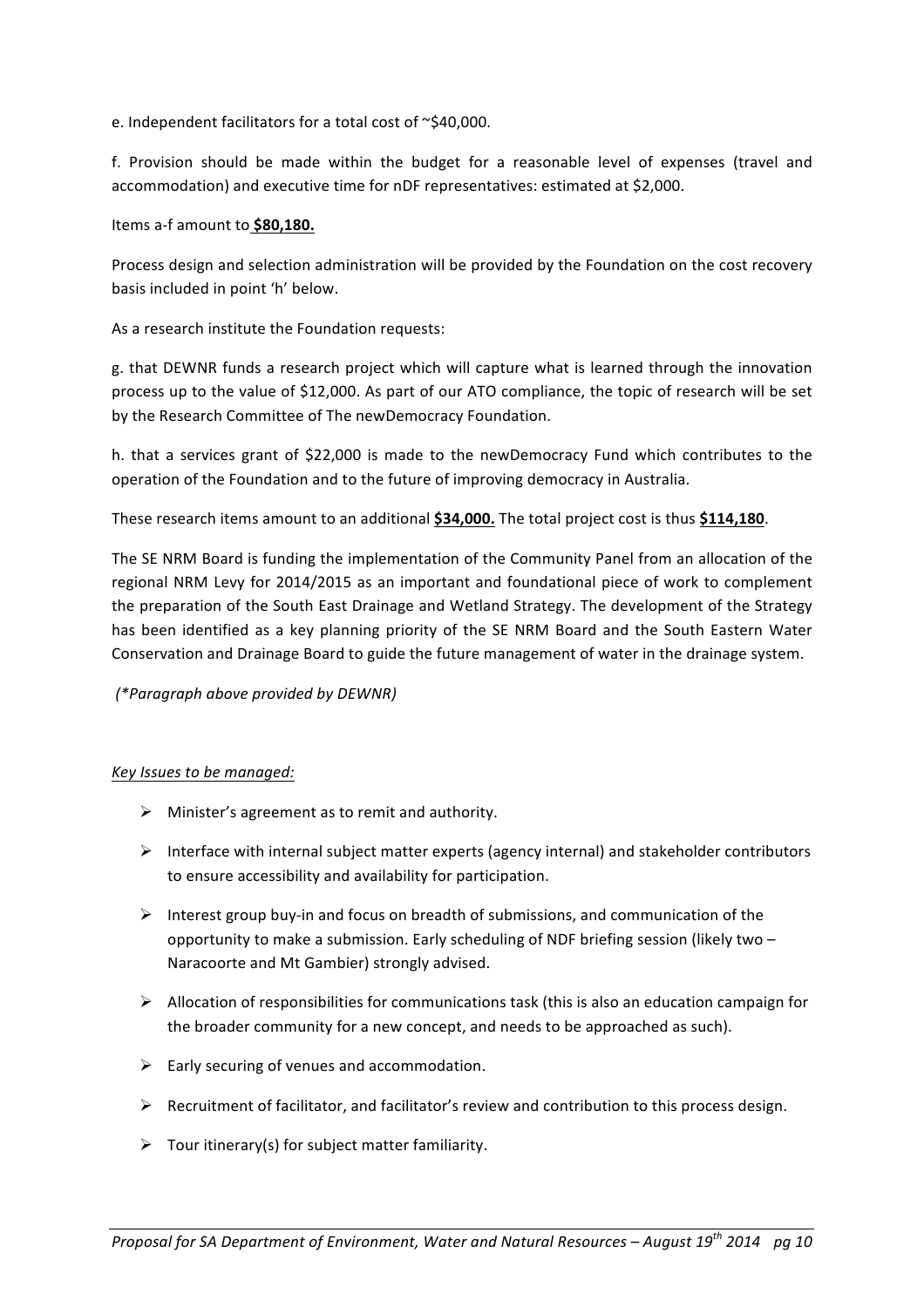e. Independent facilitators for a total cost of ~$40,000.

f. Provision should be made within the budget for a reasonable level of expenses (travel and accommodation) and executive time for nDF representatives: estimated at $2,000.

Items a-f amount to **$80,180.**

Process design and selection administration will be provided by the Foundation on the cost recovery basis included in point 'h' below.

As a research institute the Foundation requests:

g. that DEWNR funds a research project which will capture what is learned through the innovation process up to the value of $12,000. As part of our ATO compliance, the topic of research will be set by the Research Committee of The newDemocracy Foundation.

h. that a services grant of $22,000 is made to the newDemocracy Fund which contributes to the operation of the Foundation and to the future of improving democracy in Australia.

These research items amount to an additional **$34,000.** The total project cost is thus **$114,180**.

The SE NRM Board is funding the implementation of the Community Panel from an allocation of the regional NRM Levy for 2014/2015 as an important and foundational piece of work to complement the preparation of the South East Drainage and Wetland Strategy. The development of the Strategy has been identified as a key planning priority of the SE NRM Board and the South Eastern Water Conservation and Drainage Board to guide the future management of water in the drainage system.

*(*Paragraph above provided by DEWNR)*

*Key Issues to be managed:*

- Minister's agreement as to remit and authority.
- Interface with internal subject matter experts (agency internal) and stakeholder contributors to ensure accessibility and availability for participation.
- Interest group buy-in and focus on breadth of submissions, and communication of the opportunity to make a submission. Early scheduling of NDF briefing session (likely two – Naracoorte and Mt Gambier) strongly advised.
- Allocation of responsibilities for communications task (this is also an education campaign for the broader community for a new concept, and needs to be approached as such).
- Early securing of venues and accommodation.
- Recruitment of facilitator, and facilitator's review and contribution to this process design.
- Tour itinerary(s) for subject matter familiarity.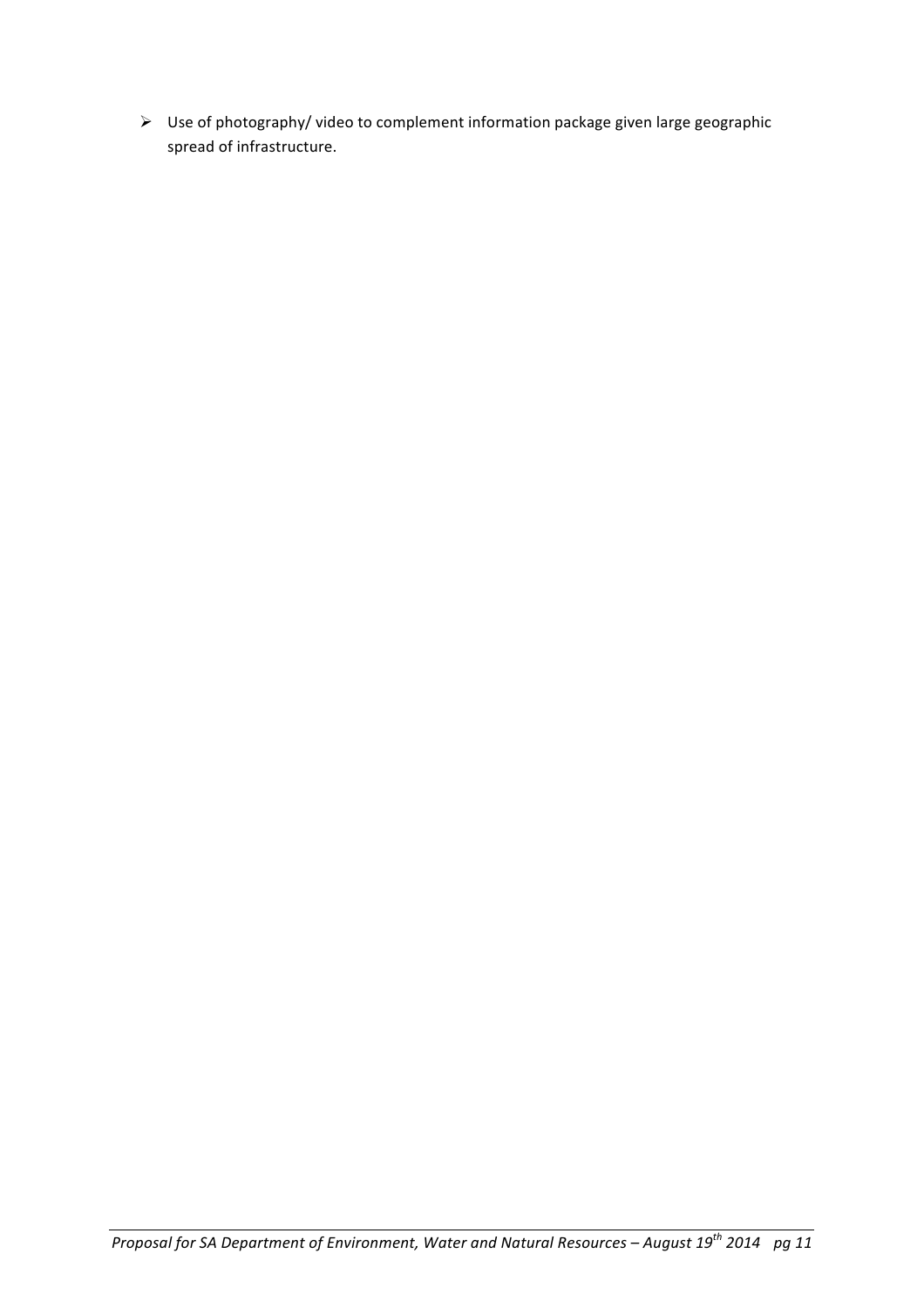- Use of photography/ video to complement information package given large geographic spread of infrastructure.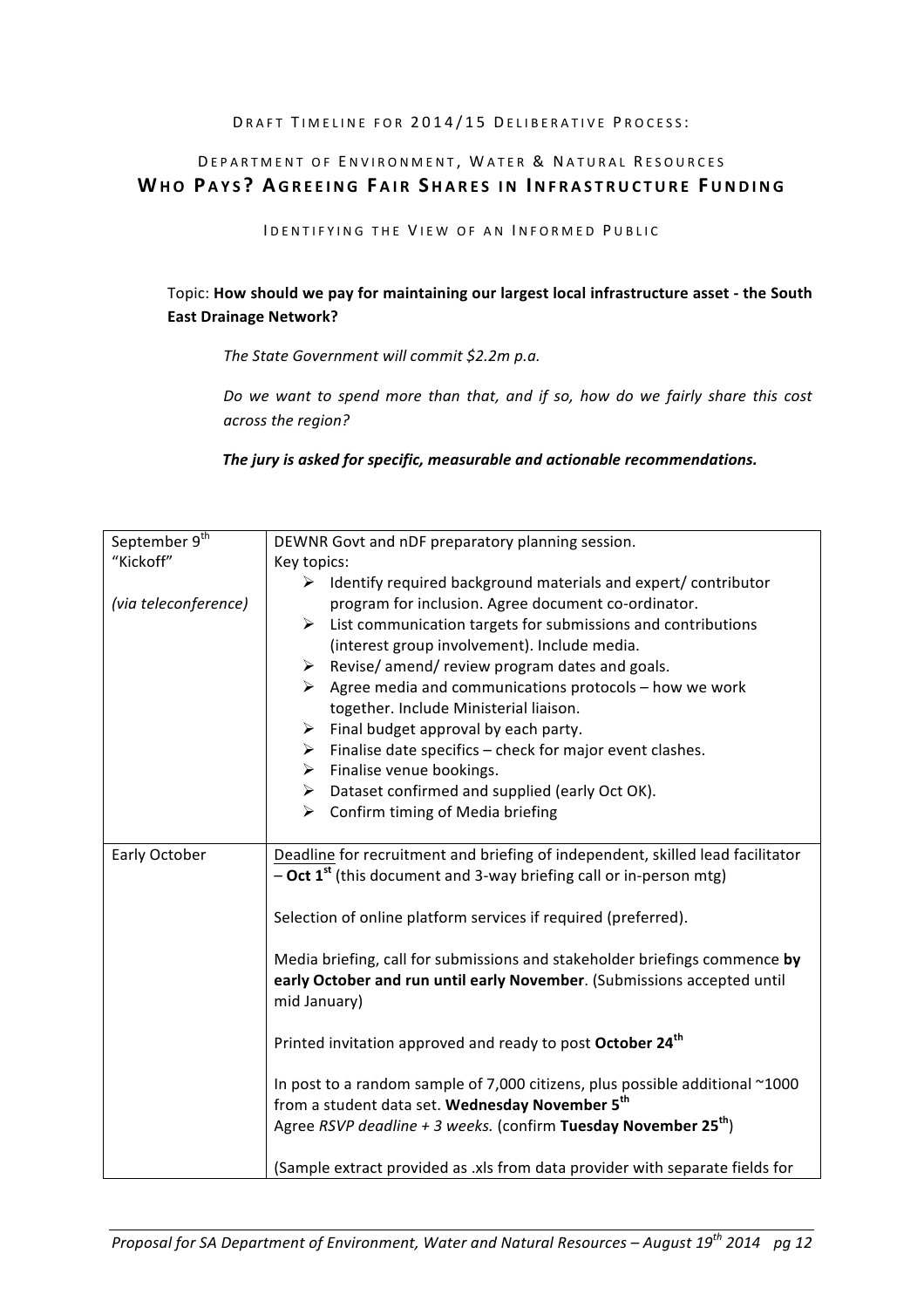DRAFT TIMELINE FOR 2014/15 DELIBERATIVE PROCESS:

DEPARTMENT OF ENVIRONMENT, WATER & NATURAL RESOURCES

## WHO PAYS? AGREEING FAIR SHARES IN INFRASTRUCTURE FUNDING

IDENTIFYING THE VIEW OF AN INFORMED PUBLIC

Topic: **How should we pay for maintaining our largest local infrastructure asset - the South East Drainage Network?**

*The State Government will commit $2.2m p.a.*

*Do we want to spend more than that, and if so, how do we fairly share this cost across the region?*

***The jury is asked for specific, measurable and actionable recommendations.***

| | |
|---|---|
| September 9th "Kickoff" <br><br> *(via teleconference)* | DEWNR Govt and nDF preparatory planning session.<br>Key topics:<br>➢ Identify required background materials and expert/ contributor program for inclusion. Agree document co-ordinator.<br>➢ List communication targets for submissions and contributions (interest group involvement). Include media.<br>➢ Revise/ amend/ review program dates and goals.<br>➢ Agree media and communications protocols – how we work together. Include Ministerial liaison.<br>➢ Final budget approval by each party.<br>➢ Finalise date specifics – check for major event clashes.<br>➢ Finalise venue bookings.<br>➢ Dataset confirmed and supplied (early Oct OK).<br>➢ Confirm timing of Media briefing |
| Early October | Deadline for recruitment and briefing of independent, skilled lead facilitator – **Oct 1st** (this document and 3-way briefing call or in-person mtg)<br><br>Selection of online platform services if required (preferred).<br><br>Media briefing, call for submissions and stakeholder briefings commence **by early October and run until early November**. (Submissions accepted until mid January)<br><br>Printed invitation approved and ready to post **October 24th**<br><br>In post to a random sample of 7,000 citizens, plus possible additional ~1000 from a student data set. **Wednesday November 5th**<br>Agree *RSVP deadline + 3 weeks.* (confirm **Tuesday November 25th**)<br><br>(Sample extract provided as .xls from data provider with separate fields for |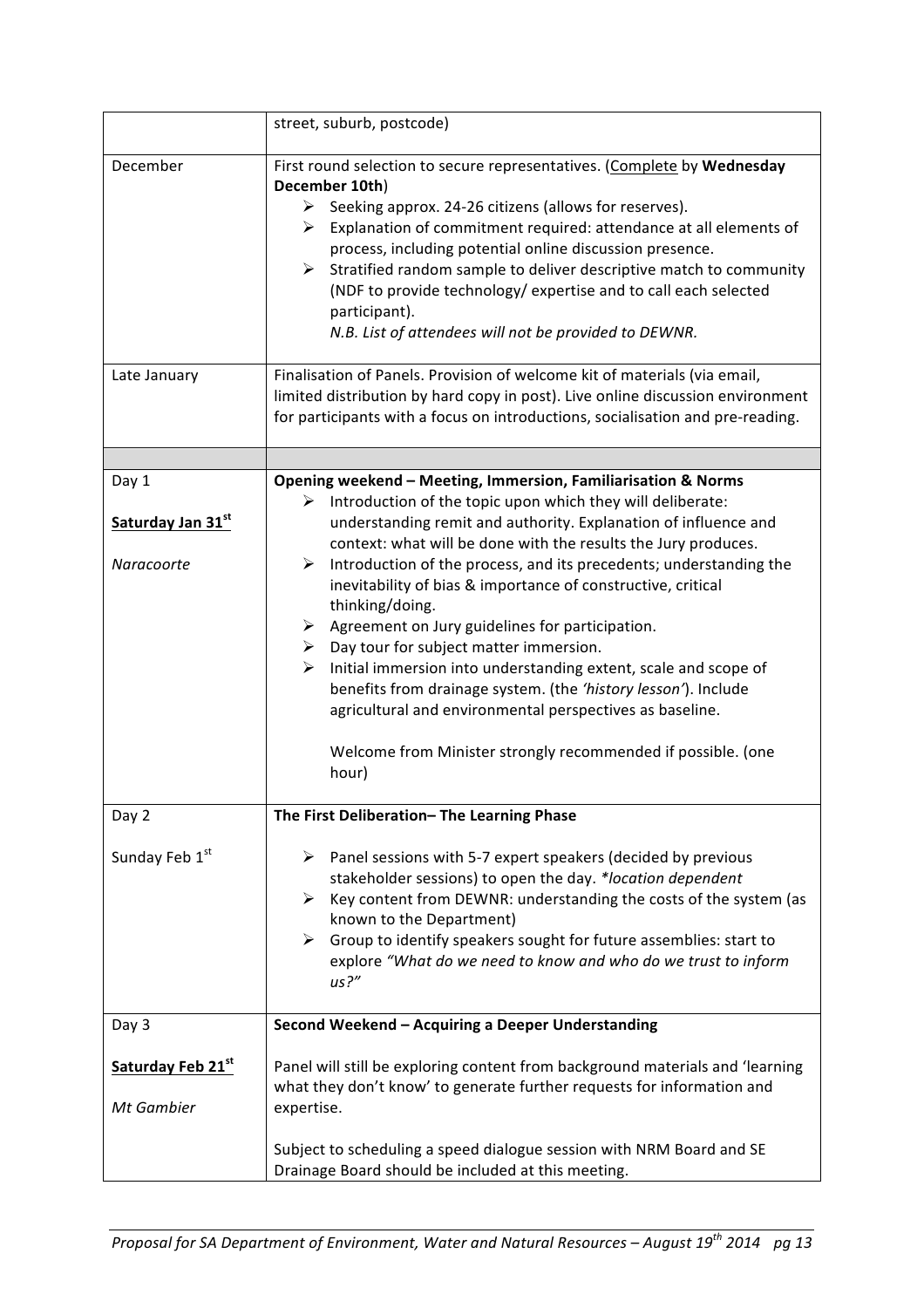| | |
|---|---|
| | street, suburb, postcode) |
| December | First round selection to secure representatives. (<u>Complete</u> by **Wednesday December 10th**)<br>➢ Seeking approx. 24-26 citizens (allows for reserves).<br>➢ Explanation of commitment required: attendance at all elements of process, including potential online discussion presence.<br>➢ Stratified random sample to deliver descriptive match to community (NDF to provide technology/ expertise and to call each selected participant).<br>*N.B. List of attendees will not be provided to DEWNR.* |
| Late January | Finalisation of Panels. Provision of welcome kit of materials (via email, limited distribution by hard copy in post). Live online discussion environment for participants with a focus on introductions, socialisation and pre-reading. |
| | |
| Day 1<br><br>**<u>Saturday Jan 31st</u>**<br><br>*Naracoorte* | **Opening weekend – Meeting, Immersion, Familiarisation & Norms**<br>➢ Introduction of the topic upon which they will deliberate: understanding remit and authority. Explanation of influence and context: what will be done with the results the Jury produces.<br>➢ Introduction of the process, and its precedents; understanding the inevitability of bias & importance of constructive, critical thinking/doing.<br>➢ Agreement on Jury guidelines for participation.<br>➢ Day tour for subject matter immersion.<br>➢ Initial immersion into understanding extent, scale and scope of benefits from drainage system. (the *'history lesson'*). Include agricultural and environmental perspectives as baseline.<br><br>Welcome from Minister strongly recommended if possible. (one hour) |
| Day 2<br><br>Sunday Feb 1st | **The First Deliberation– The Learning Phase**<br><br>➢ Panel sessions with 5-7 expert speakers (decided by previous stakeholder sessions) to open the day. *\*location dependent*<br>➢ Key content from DEWNR: understanding the costs of the system (as known to the Department)<br>➢ Group to identify speakers sought for future assemblies: start to explore *"What do we need to know and who do we trust to inform us?"* |
| Day 3<br><br>**<u>Saturday Feb 21st</u>**<br><br>*Mt Gambier* | **Second Weekend – Acquiring a Deeper Understanding**<br><br>Panel will still be exploring content from background materials and 'learning what they don't know' to generate further requests for information and expertise.<br><br>Subject to scheduling a speed dialogue session with NRM Board and SE Drainage Board should be included at this meeting. |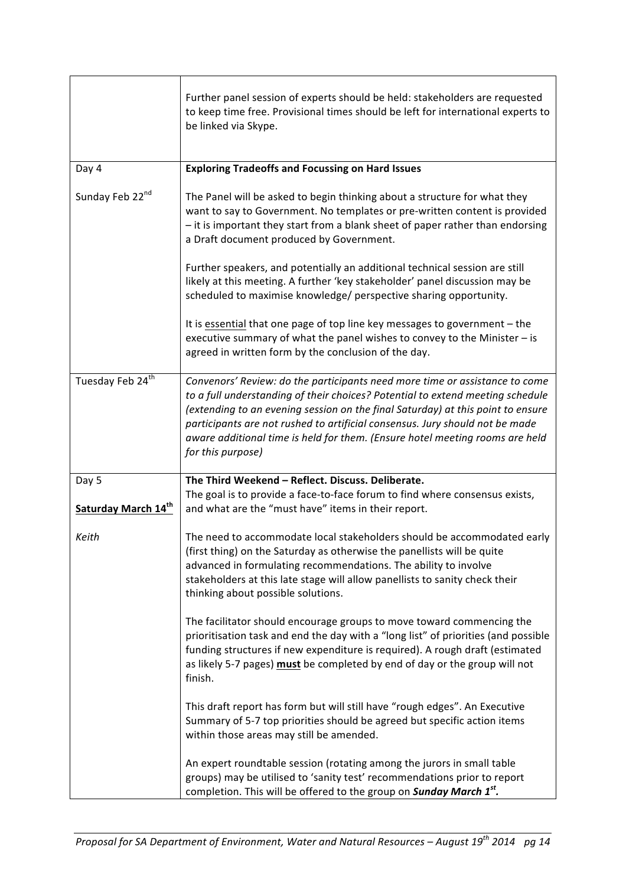| | |
|---|---|
| | Further panel session of experts should be held: stakeholders are requested to keep time free. Provisional times should be left for international experts to be linked via Skype. |
| Day 4<br><br>Sunday Feb 22nd | **Exploring Tradeoffs and Focussing on Hard Issues**<br><br>The Panel will be asked to begin thinking about a structure for what they want to say to Government. No templates or pre-written content is provided – it is important they start from a blank sheet of paper rather than endorsing a Draft document produced by Government.<br><br>Further speakers, and potentially an additional technical session are still likely at this meeting. A further 'key stakeholder' panel discussion may be scheduled to maximise knowledge/ perspective sharing opportunity.<br><br>It is <u>essential</u> that one page of top line key messages to government – the executive summary of what the panel wishes to convey to the Minister – is agreed in written form by the conclusion of the day. |
| Tuesday Feb 24th | *Convenors' Review: do the participants need more time or assistance to come to a full understanding of their choices? Potential to extend meeting schedule (extending to an evening session on the final Saturday) at this point to ensure participants are not rushed to artificial consensus. Jury should not be made aware additional time is held for them. (Ensure hotel meeting rooms are held for this purpose)* |
| Day 5<br><br>**<u>Saturday March 14th</u>**<br><br>*Keith* | **The Third Weekend – Reflect. Discuss. Deliberate.**<br>The goal is to provide a face-to-face forum to find where consensus exists, and what are the "must have" items in their report.<br><br>The need to accommodate local stakeholders should be accommodated early (first thing) on the Saturday as otherwise the panellists will be quite advanced in formulating recommendations. The ability to involve stakeholders at this late stage will allow panellists to sanity check their thinking about possible solutions.<br><br>The facilitator should encourage groups to move toward commencing the prioritisation task and end the day with a "long list" of priorities (and possible funding structures if new expenditure is required). A rough draft (estimated as likely 5-7 pages) <u>**must**</u> be completed by end of day or the group will not finish.<br><br>This draft report has form but will still have "rough edges". An Executive Summary of 5-7 top priorities should be agreed but specific action items within those areas may still be amended.<br><br>An expert roundtable session (rotating among the jurors in small table groups) may be utilised to 'sanity test' recommendations prior to report completion. This will be offered to the group on ***Sunday March 1st.*** |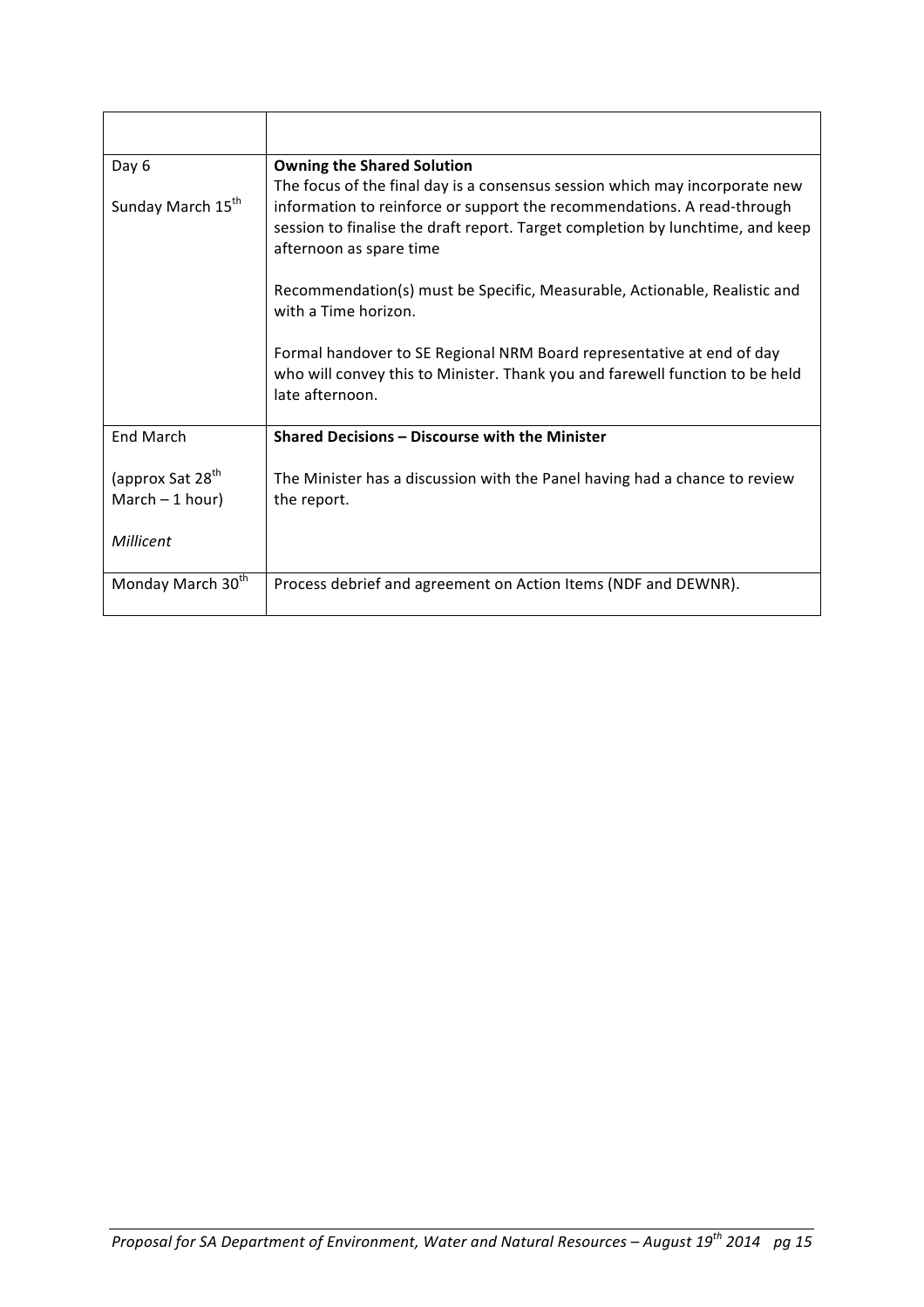| | |
|---|---|
| Day 6<br><br>Sunday March 15th | **Owning the Shared Solution**<br>The focus of the final day is a consensus session which may incorporate new information to reinforce or support the recommendations. A read-through session to finalise the draft report. Target completion by lunchtime, and keep afternoon as spare time<br><br>Recommendation(s) must be Specific, Measurable, Actionable, Realistic and with a Time horizon.<br><br>Formal handover to SE Regional NRM Board representative at end of day who will convey this to Minister. Thank you and farewell function to be held late afternoon. |
| End March<br><br>(approx Sat 28th March – 1 hour)<br><br>*Millicent* | **Shared Decisions – Discourse with the Minister**<br><br>The Minister has a discussion with the Panel having had a chance to review the report. |
| Monday March 30th | Process debrief and agreement on Action Items (NDF and DEWNR). |